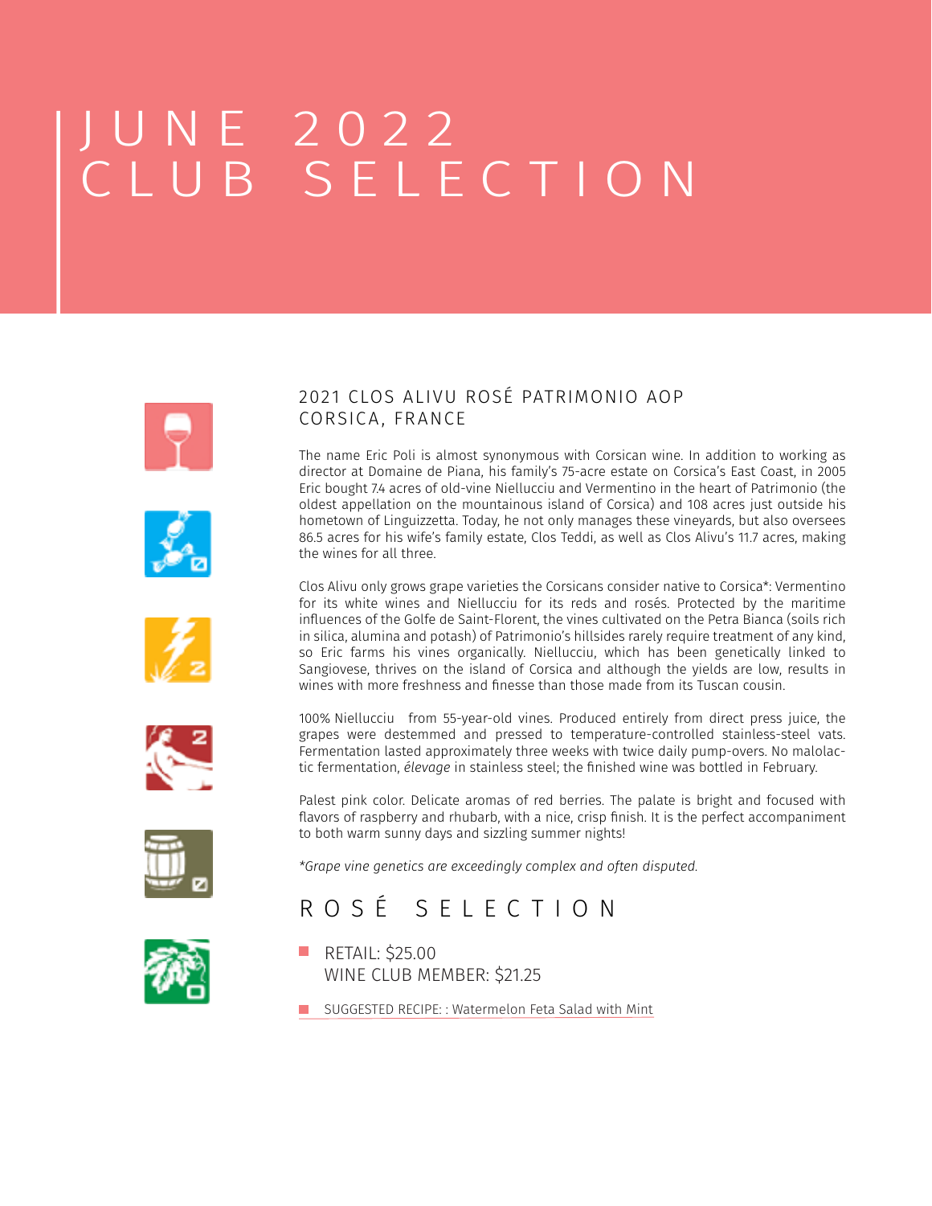# JUNE 2022 CLUB SELECTION

## 2021 CLOS ALIVU ROSÉ PATRIMONIO AOP
## CORSICA, FRANCE

The name Eric Poli is almost synonymous with Corsican wine. In addition to working as director at Domaine de Piana, his family's 75-acre estate on Corsica's East Coast, in 2005 Eric bought 7.4 acres of old-vine Niellucciu and Vermentino in the heart of Patrimonio (the oldest appellation on the mountainous island of Corsica) and 108 acres just outside his hometown of Linguizzetta. Today, he not only manages these vineyards, but also oversees 86.5 acres for his wife's family estate, Clos Teddi, as well as Clos Alivu's 11.7 acres, making the wines for all three.

Clos Alivu only grows grape varieties the Corsicans consider native to Corsica*: Vermentino for its white wines and Niellucciu for its reds and rosés. Protected by the maritime influences of the Golfe de Saint-Florent, the vines cultivated on the Petra Bianca (soils rich in silica, alumina and potash) of Patrimonio's hillsides rarely require treatment of any kind, so Eric farms his vines organically. Niellucciu, which has been genetically linked to Sangiovese, thrives on the island of Corsica and although the yields are low, results in wines with more freshness and finesse than those made from its Tuscan cousin.

100% Niellucciu from 55-year-old vines. Produced entirely from direct press juice, the grapes were destemmed and pressed to temperature-controlled stainless-steel vats. Fermentation lasted approximately three weeks with twice daily pump-overs. No malolactic fermentation, *élevage* in stainless steel; the finished wine was bottled in February.

Palest pink color. Delicate aromas of red berries. The palate is bright and focused with flavors of raspberry and rhubarb, with a nice, crisp finish. It is the perfect accompaniment to both warm sunny days and sizzling summer nights!

*\*Grape vine genetics are exceedingly complex and often disputed.*

## ROSÉ SELECTION

- RETAIL: $25.00
  WINE CLUB MEMBER: $21.25
- SUGGESTED RECIPE: : Watermelon Feta Salad with Mint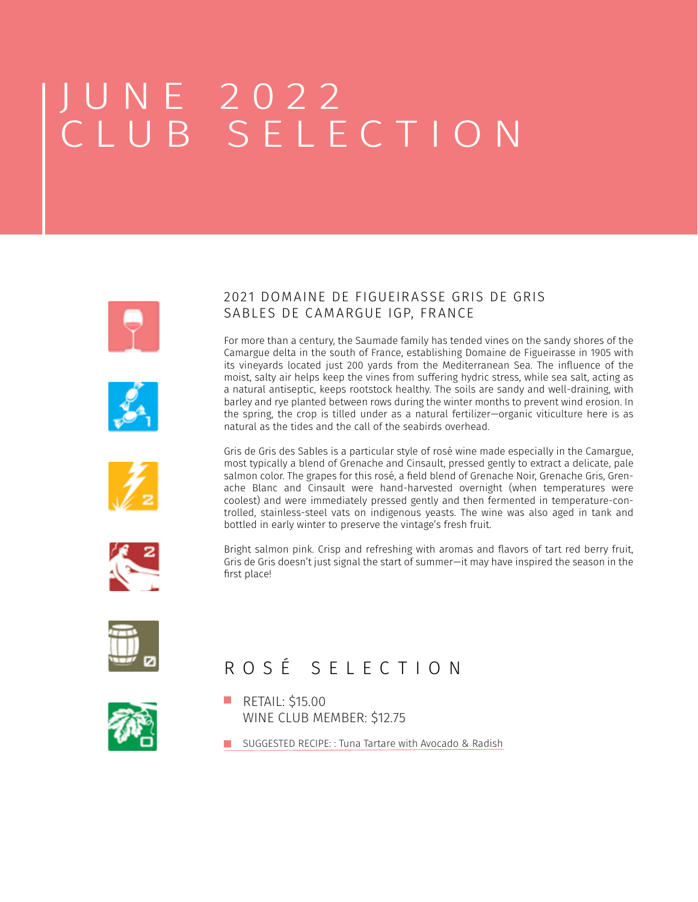# JUNE 2022 CLUB SELECTION

## 2021 DOMAINE DE FIGUEIRASSE GRIS DE GRIS SABLES DE CAMARGUE IGP, FRANCE

For more than a century, the Saumade family has tended vines on the sandy shores of the Camargue delta in the south of France, establishing Domaine de Figueirasse in 1905 with its vineyards located just 200 yards from the Mediterranean Sea. The influence of the moist, salty air helps keep the vines from suffering hydric stress, while sea salt, acting as a natural antiseptic, keeps rootstock healthy. The soils are sandy and well-draining, with barley and rye planted between rows during the winter months to prevent wind erosion. In the spring, the crop is tilled under as a natural fertilizer—organic viticulture here is as natural as the tides and the call of the seabirds overhead.

Gris de Gris des Sables is a particular style of rosé wine made especially in the Camargue, most typically a blend of Grenache and Cinsault, pressed gently to extract a delicate, pale salmon color. The grapes for this rosé, a field blend of Grenache Noir, Grenache Gris, Grenache Blanc and Cinsault were hand-harvested overnight (when temperatures were coolest) and were immediately pressed gently and then fermented in temperature-controlled, stainless-steel vats on indigenous yeasts. The wine was also aged in tank and bottled in early winter to preserve the vintage's fresh fruit.

Bright salmon pink. Crisp and refreshing with aromas and flavors of tart red berry fruit, Gris de Gris doesn't just signal the start of summer—it may have inspired the season in the first place!

## ROSÉ SELECTION

- RETAIL: $15.00
  WINE CLUB MEMBER: $12.75
- SUGGESTED RECIPE: : Tuna Tartare with Avocado & Radish